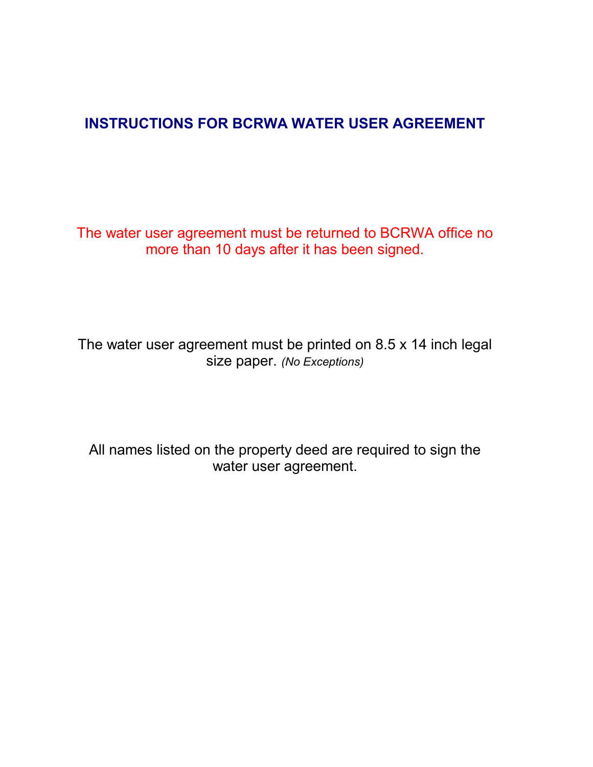# INSTRUCTIONS FOR BCRWA WATER USER AGREEMENT

The water user agreement must be returned to BCRWA office no more than 10 days after it has been signed.

The water user agreement must be printed on 8.5 x 14 inch legal size paper. *(No Exceptions)*

All names listed on the property deed are required to sign the water user agreement.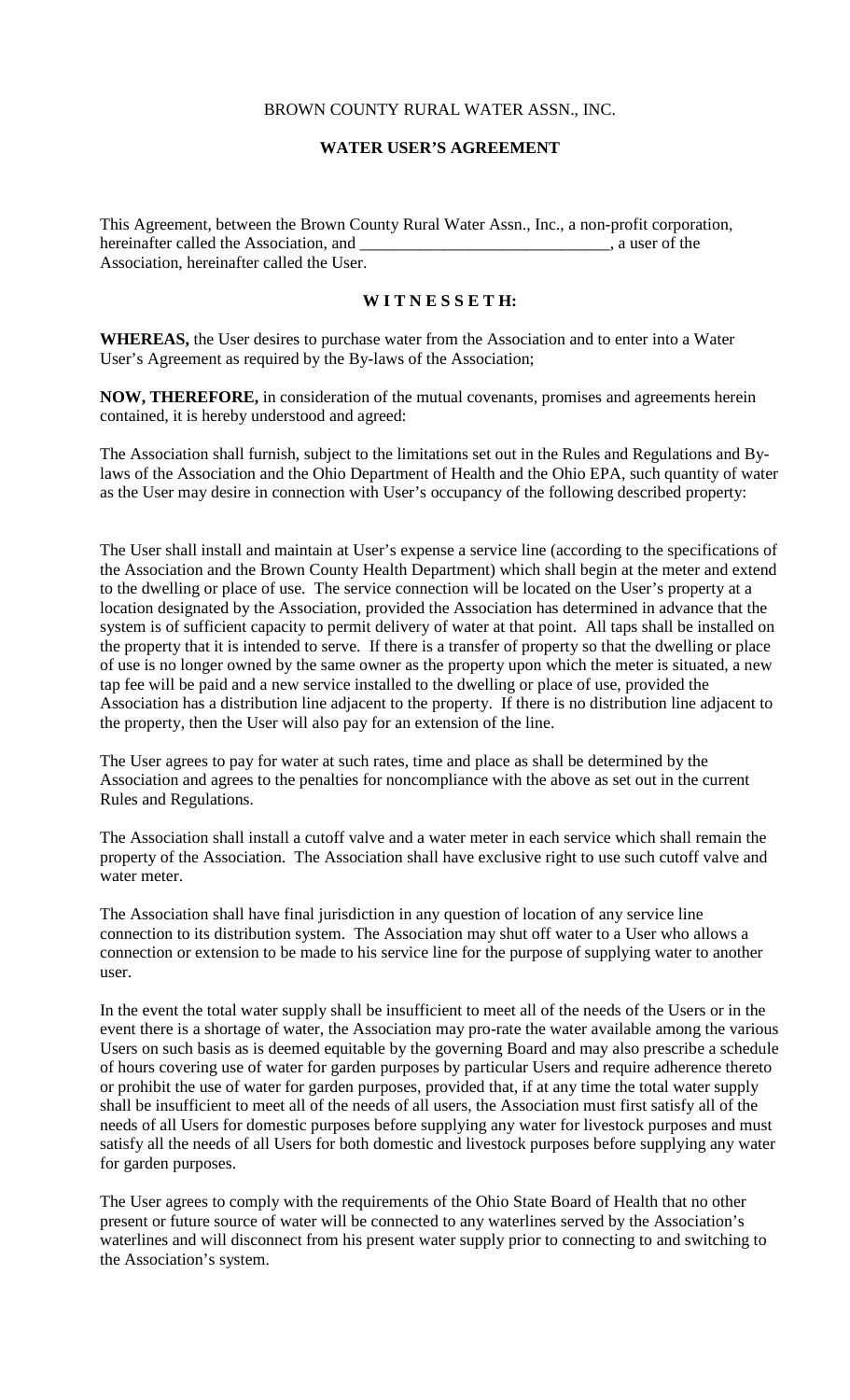BROWN COUNTY RURAL WATER ASSN., INC.

**WATER USER'S AGREEMENT**

This Agreement, between the Brown County Rural Water Assn., Inc., a non-profit corporation, hereinafter called the Association, and ______________________________, a user of the Association, hereinafter called the User.

**W I T N E S S E T H:**

**WHEREAS,** the User desires to purchase water from the Association and to enter into a Water User's Agreement as required by the By-laws of the Association;

**NOW, THEREFORE,** in consideration of the mutual covenants, promises and agreements herein contained, it is hereby understood and agreed:

The Association shall furnish, subject to the limitations set out in the Rules and Regulations and By-laws of the Association and the Ohio Department of Health and the Ohio EPA, such quantity of water as the User may desire in connection with User's occupancy of the following described property:

The User shall install and maintain at User's expense a service line (according to the specifications of the Association and the Brown County Health Department) which shall begin at the meter and extend to the dwelling or place of use. The service connection will be located on the User's property at a location designated by the Association, provided the Association has determined in advance that the system is of sufficient capacity to permit delivery of water at that point. All taps shall be installed on the property that it is intended to serve. If there is a transfer of property so that the dwelling or place of use is no longer owned by the same owner as the property upon which the meter is situated, a new tap fee will be paid and a new service installed to the dwelling or place of use, provided the Association has a distribution line adjacent to the property. If there is no distribution line adjacent to the property, then the User will also pay for an extension of the line.

The User agrees to pay for water at such rates, time and place as shall be determined by the Association and agrees to the penalties for noncompliance with the above as set out in the current Rules and Regulations.

The Association shall install a cutoff valve and a water meter in each service which shall remain the property of the Association. The Association shall have exclusive right to use such cutoff valve and water meter.

The Association shall have final jurisdiction in any question of location of any service line connection to its distribution system. The Association may shut off water to a User who allows a connection or extension to be made to his service line for the purpose of supplying water to another user.

In the event the total water supply shall be insufficient to meet all of the needs of the Users or in the event there is a shortage of water, the Association may pro-rate the water available among the various Users on such basis as is deemed equitable by the governing Board and may also prescribe a schedule of hours covering use of water for garden purposes by particular Users and require adherence thereto or prohibit the use of water for garden purposes, provided that, if at any time the total water supply shall be insufficient to meet all of the needs of all users, the Association must first satisfy all of the needs of all Users for domestic purposes before supplying any water for livestock purposes and must satisfy all the needs of all Users for both domestic and livestock purposes before supplying any water for garden purposes.

The User agrees to comply with the requirements of the Ohio State Board of Health that no other present or future source of water will be connected to any waterlines served by the Association's waterlines and will disconnect from his present water supply prior to connecting to and switching to the Association's system.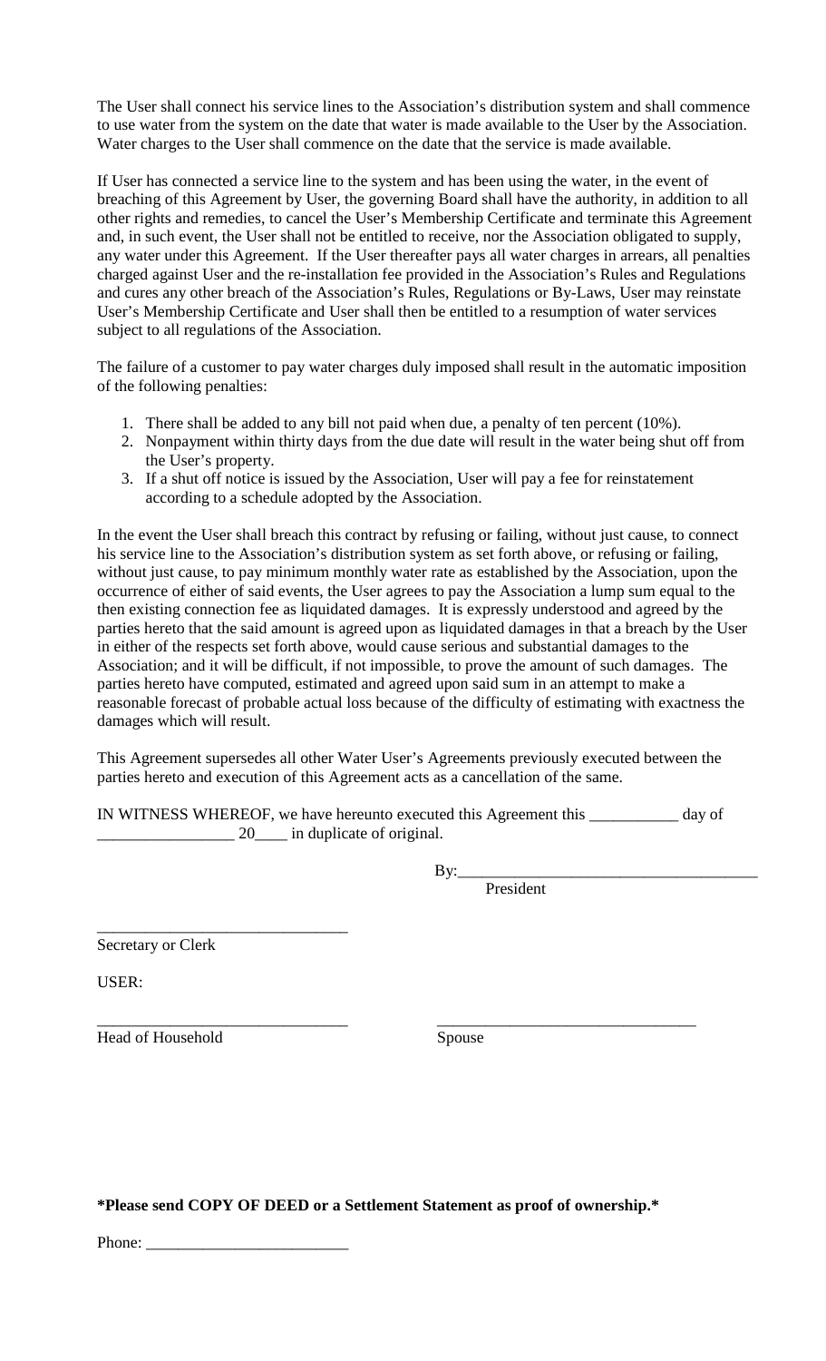The User shall connect his service lines to the Association's distribution system and shall commence to use water from the system on the date that water is made available to the User by the Association. Water charges to the User shall commence on the date that the service is made available.

If User has connected a service line to the system and has been using the water, in the event of breaching of this Agreement by User, the governing Board shall have the authority, in addition to all other rights and remedies, to cancel the User's Membership Certificate and terminate this Agreement and, in such event, the User shall not be entitled to receive, nor the Association obligated to supply, any water under this Agreement. If the User thereafter pays all water charges in arrears, all penalties charged against User and the re-installation fee provided in the Association's Rules and Regulations and cures any other breach of the Association's Rules, Regulations or By-Laws, User may reinstate User's Membership Certificate and User shall then be entitled to a resumption of water services subject to all regulations of the Association.

The failure of a customer to pay water charges duly imposed shall result in the automatic imposition of the following penalties:

1. There shall be added to any bill not paid when due, a penalty of ten percent (10%).
2. Nonpayment within thirty days from the due date will result in the water being shut off from the User's property.
3. If a shut off notice is issued by the Association, User will pay a fee for reinstatement according to a schedule adopted by the Association.

In the event the User shall breach this contract by refusing or failing, without just cause, to connect his service line to the Association's distribution system as set forth above, or refusing or failing, without just cause, to pay minimum monthly water rate as established by the Association, upon the occurrence of either of said events, the User agrees to pay the Association a lump sum equal to the then existing connection fee as liquidated damages. It is expressly understood and agreed by the parties hereto that the said amount is agreed upon as liquidated damages in that a breach by the User in either of the respects set forth above, would cause serious and substantial damages to the Association; and it will be difficult, if not impossible, to prove the amount of such damages. The parties hereto have computed, estimated and agreed upon said sum in an attempt to make a reasonable forecast of probable actual loss because of the difficulty of estimating with exactness the damages which will result.

This Agreement supersedes all other Water User's Agreements previously executed between the parties hereto and execution of this Agreement acts as a cancellation of the same.

IN WITNESS WHEREOF, we have hereunto executed this Agreement this ___________ day of _________________ 20____ in duplicate of original.

By:_____________________________________
President

_______________________________
Secretary or Clerk

USER:

_______________________________ _______________________________
Head of Household Spouse

**\*Please send COPY OF DEED or a Settlement Statement as proof of ownership.\***

Phone: _________________________